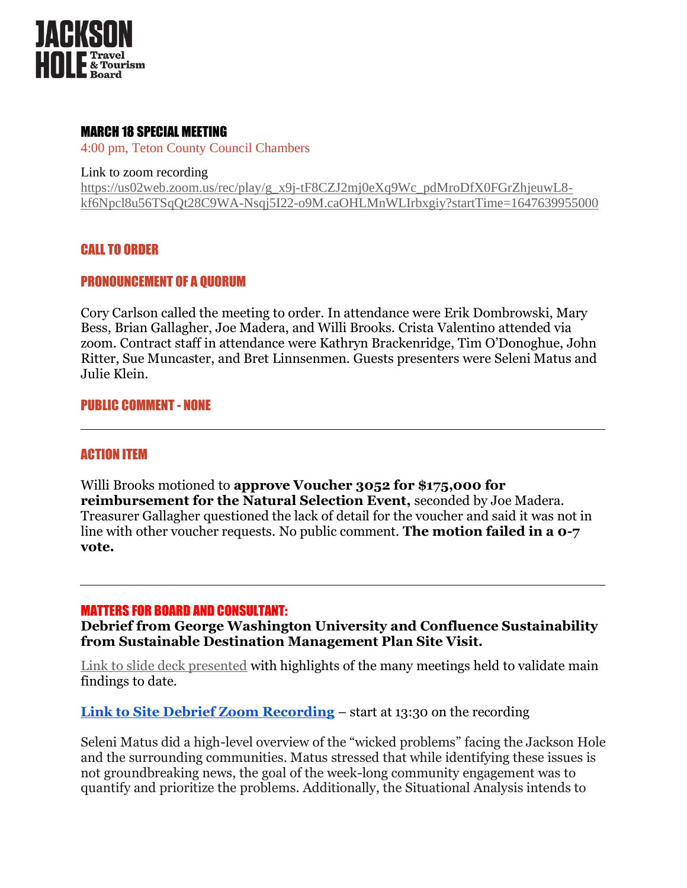JACKSON HOLE Travel & Tourism Board

## MARCH 18 SPECIAL MEETING

4:00 pm, Teton County Council Chambers

Link to zoom recording
https://us02web.zoom.us/rec/play/g_x9j-tF8CZJ2mj0eXq9Wc_pdMroDfX0FGrZhjeuwL8-kf6Npcl8u56TSqQt28C9WA-Nsqj5I22-o9M.caOHLMnWLIrbxgiy?startTime=1647639955000

### CALL TO ORDER

### PRONOUNCEMENT OF A QUORUM

Cory Carlson called the meeting to order. In attendance were Erik Dombrowski, Mary Bess, Brian Gallagher, Joe Madera, and Willi Brooks. Crista Valentino attended via zoom. Contract staff in attendance were Kathryn Brackenridge, Tim O'Donoghue, John Ritter, Sue Muncaster, and Bret Linnsenmen. Guests presenters were Seleni Matus and Julie Klein.

### PUBLIC COMMENT - NONE

---

### ACTION ITEM

Willi Brooks motioned to **approve Voucher 3052 for $175,000 for reimbursement for the Natural Selection Event,** seconded by Joe Madera. Treasurer Gallagher questioned the lack of detail for the voucher and said it was not in line with other voucher requests. No public comment. **The motion failed in a 0-7 vote.**

---

### MATTERS FOR BOARD AND CONSULTANT:

**Debrief from George Washington University and Confluence Sustainability from Sustainable Destination Management Plan Site Visit.**

Link to slide deck presented with highlights of the many meetings held to validate main findings to date.

**Link to Site Debrief Zoom Recording** – start at 13:30 on the recording

Seleni Matus did a high-level overview of the "wicked problems" facing the Jackson Hole and the surrounding communities. Matus stressed that while identifying these issues is not groundbreaking news, the goal of the week-long community engagement was to quantify and prioritize the problems. Additionally, the Situational Analysis intends to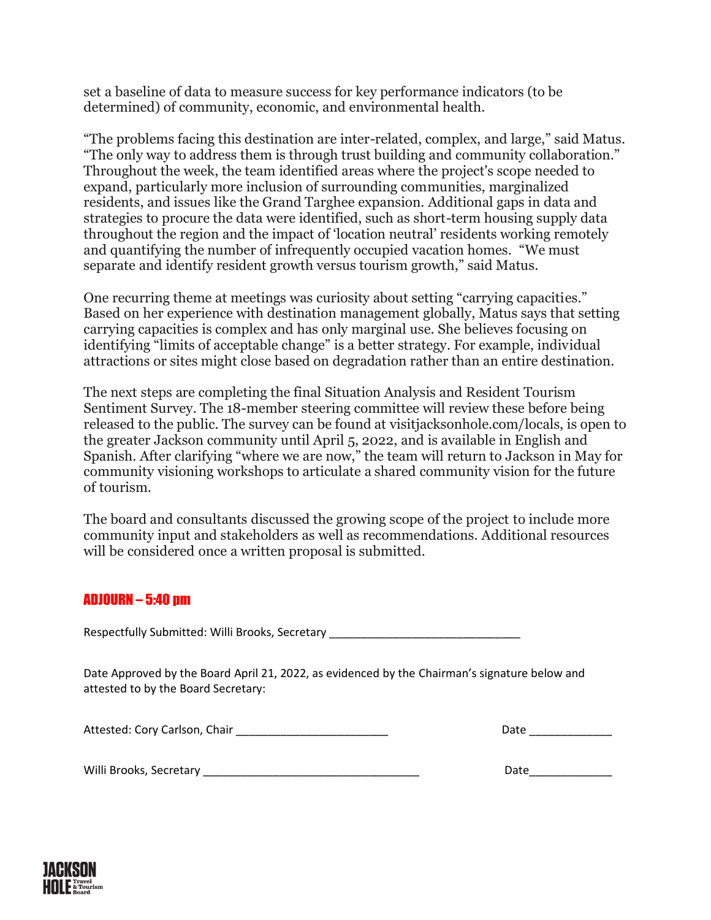set a baseline of data to measure success for key performance indicators (to be determined) of community, economic, and environmental health.

"The problems facing this destination are inter-related, complex, and large," said Matus. "The only way to address them is through trust building and community collaboration." Throughout the week, the team identified areas where the project's scope needed to expand, particularly more inclusion of surrounding communities, marginalized residents, and issues like the Grand Targhee expansion. Additional gaps in data and strategies to procure the data were identified, such as short-term housing supply data throughout the region and the impact of 'location neutral' residents working remotely and quantifying the number of infrequently occupied vacation homes. "We must separate and identify resident growth versus tourism growth," said Matus.

One recurring theme at meetings was curiosity about setting "carrying capacities." Based on her experience with destination management globally, Matus says that setting carrying capacities is complex and has only marginal use. She believes focusing on identifying "limits of acceptable change" is a better strategy. For example, individual attractions or sites might close based on degradation rather than an entire destination.

The next steps are completing the final Situation Analysis and Resident Tourism Sentiment Survey. The 18-member steering committee will review these before being released to the public. The survey can be found at visitjacksonhole.com/locals, is open to the greater Jackson community until April 5, 2022, and is available in English and Spanish. After clarifying "where we are now," the team will return to Jackson in May for community visioning workshops to articulate a shared community vision for the future of tourism.

The board and consultants discussed the growing scope of the project to include more community input and stakeholders as well as recommendations. Additional resources will be considered once a written proposal is submitted.

## ADJOURN – 5:40 pm

Respectfully Submitted: Willi Brooks, Secretary ____________________________

Date Approved by the Board April 21, 2022, as evidenced by the Chairman's signature below and attested to by the Board Secretary:

Attested: Cory Carlson, Chair ________________________ Date _____________

Willi Brooks, Secretary _________________________________ Date_____________